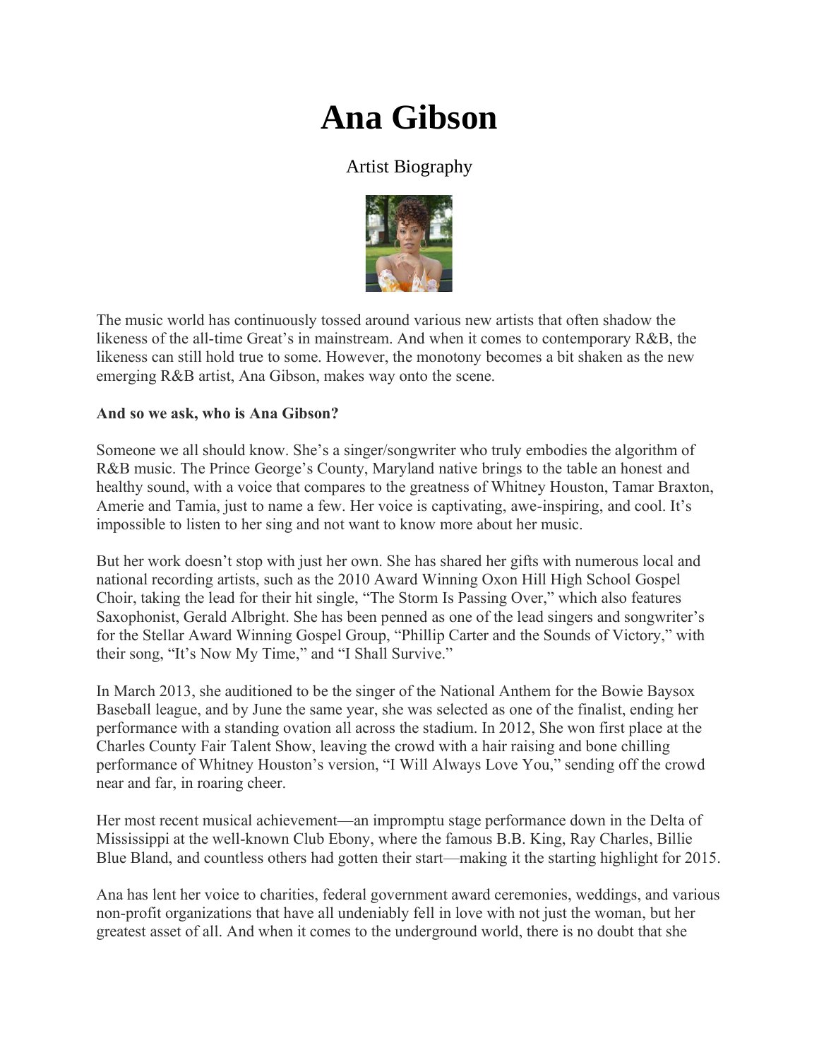# Ana Gibson

Artist Biography

The music world has continuously tossed around various new artists that often shadow the likeness of the all-time Great's in mainstream. And when it comes to contemporary R&B, the likeness can still hold true to some. However, the monotony becomes a bit shaken as the new emerging R&B artist, Ana Gibson, makes way onto the scene.

**And so we ask, who is Ana Gibson?**

Someone we all should know. She's a singer/songwriter who truly embodies the algorithm of R&B music. The Prince George's County, Maryland native brings to the table an honest and healthy sound, with a voice that compares to the greatness of Whitney Houston, Tamar Braxton, Amerie and Tamia, just to name a few. Her voice is captivating, awe-inspiring, and cool. It's impossible to listen to her sing and not want to know more about her music.

But her work doesn't stop with just her own. She has shared her gifts with numerous local and national recording artists, such as the 2010 Award Winning Oxon Hill High School Gospel Choir, taking the lead for their hit single, "The Storm Is Passing Over," which also features Saxophonist, Gerald Albright. She has been penned as one of the lead singers and songwriter's for the Stellar Award Winning Gospel Group, "Phillip Carter and the Sounds of Victory," with their song, "It's Now My Time," and "I Shall Survive."

In March 2013, she auditioned to be the singer of the National Anthem for the Bowie Baysox Baseball league, and by June the same year, she was selected as one of the finalist, ending her performance with a standing ovation all across the stadium. In 2012, She won first place at the Charles County Fair Talent Show, leaving the crowd with a hair raising and bone chilling performance of Whitney Houston's version, "I Will Always Love You," sending off the crowd near and far, in roaring cheer.

Her most recent musical achievement—an impromptu stage performance down in the Delta of Mississippi at the well-known Club Ebony, where the famous B.B. King, Ray Charles, Billie Blue Bland, and countless others had gotten their start—making it the starting highlight for 2015.

Ana has lent her voice to charities, federal government award ceremonies, weddings, and various non-profit organizations that have all undeniably fell in love with not just the woman, but her greatest asset of all. And when it comes to the underground world, there is no doubt that she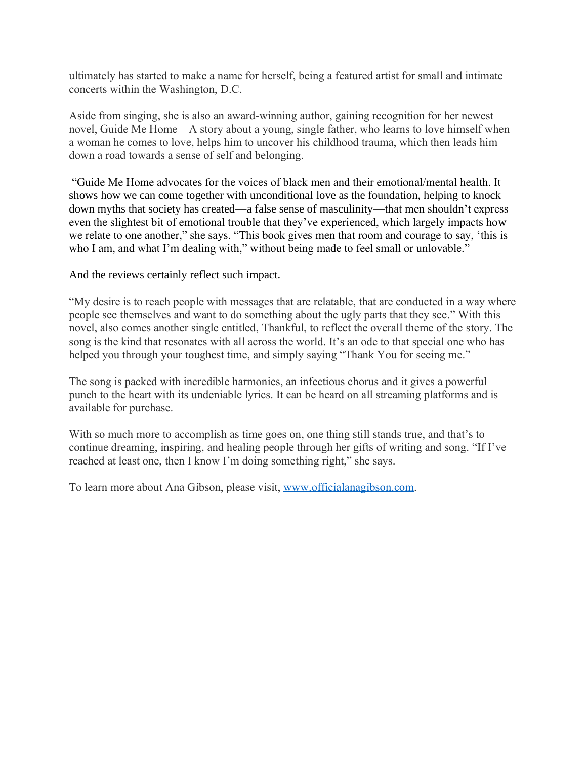ultimately has started to make a name for herself, being a featured artist for small and intimate concerts within the Washington, D.C.

Aside from singing, she is also an award-winning author, gaining recognition for her newest novel, Guide Me Home—A story about a young, single father, who learns to love himself when a woman he comes to love, helps him to uncover his childhood trauma, which then leads him down a road towards a sense of self and belonging.

"Guide Me Home advocates for the voices of black men and their emotional/mental health. It shows how we can come together with unconditional love as the foundation, helping to knock down myths that society has created—a false sense of masculinity—that men shouldn't express even the slightest bit of emotional trouble that they've experienced, which largely impacts how we relate to one another," she says. "This book gives men that room and courage to say, 'this is who I am, and what I'm dealing with," without being made to feel small or unlovable."

And the reviews certainly reflect such impact.

"My desire is to reach people with messages that are relatable, that are conducted in a way where people see themselves and want to do something about the ugly parts that they see." With this novel, also comes another single entitled, Thankful, to reflect the overall theme of the story. The song is the kind that resonates with all across the world. It's an ode to that special one who has helped you through your toughest time, and simply saying "Thank You for seeing me."

The song is packed with incredible harmonies, an infectious chorus and it gives a powerful punch to the heart with its undeniable lyrics. It can be heard on all streaming platforms and is available for purchase.

With so much more to accomplish as time goes on, one thing still stands true, and that's to continue dreaming, inspiring, and healing people through her gifts of writing and song. "If I've reached at least one, then I know I'm doing something right," she says.

To learn more about Ana Gibson, please visit, [www.officialanagibson.com](http://www.officialanagibson.com).